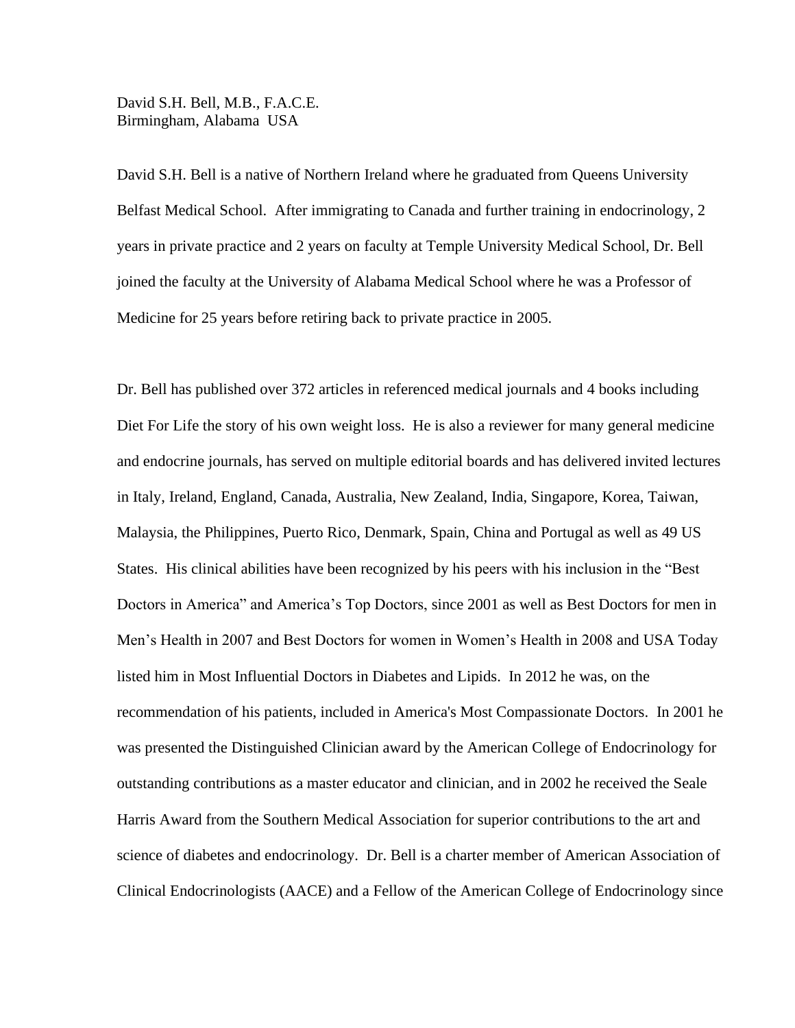David S.H. Bell, M.B., F.A.C.E.
Birmingham, Alabama USA

David S.H. Bell is a native of Northern Ireland where he graduated from Queens University Belfast Medical School. After immigrating to Canada and further training in endocrinology, 2 years in private practice and 2 years on faculty at Temple University Medical School, Dr. Bell joined the faculty at the University of Alabama Medical School where he was a Professor of Medicine for 25 years before retiring back to private practice in 2005.

Dr. Bell has published over 372 articles in referenced medical journals and 4 books including Diet For Life the story of his own weight loss. He is also a reviewer for many general medicine and endocrine journals, has served on multiple editorial boards and has delivered invited lectures in Italy, Ireland, England, Canada, Australia, New Zealand, India, Singapore, Korea, Taiwan, Malaysia, the Philippines, Puerto Rico, Denmark, Spain, China and Portugal as well as 49 US States. His clinical abilities have been recognized by his peers with his inclusion in the "Best Doctors in America" and America's Top Doctors, since 2001 as well as Best Doctors for men in Men's Health in 2007 and Best Doctors for women in Women's Health in 2008 and USA Today listed him in Most Influential Doctors in Diabetes and Lipids. In 2012 he was, on the recommendation of his patients, included in America's Most Compassionate Doctors. In 2001 he was presented the Distinguished Clinician award by the American College of Endocrinology for outstanding contributions as a master educator and clinician, and in 2002 he received the Seale Harris Award from the Southern Medical Association for superior contributions to the art and science of diabetes and endocrinology. Dr. Bell is a charter member of American Association of Clinical Endocrinologists (AACE) and a Fellow of the American College of Endocrinology since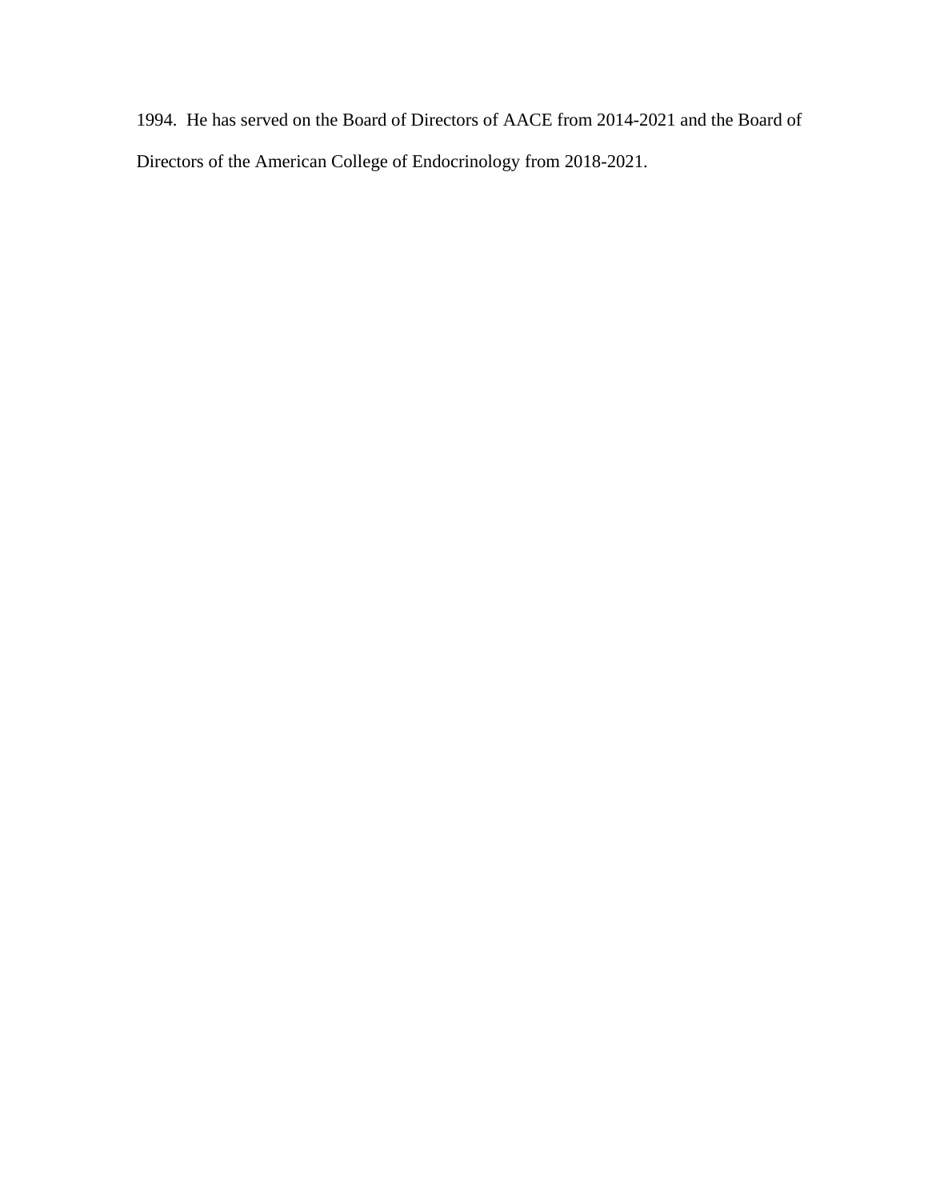1994. He has served on the Board of Directors of AACE from 2014-2021 and the Board of Directors of the American College of Endocrinology from 2018-2021.